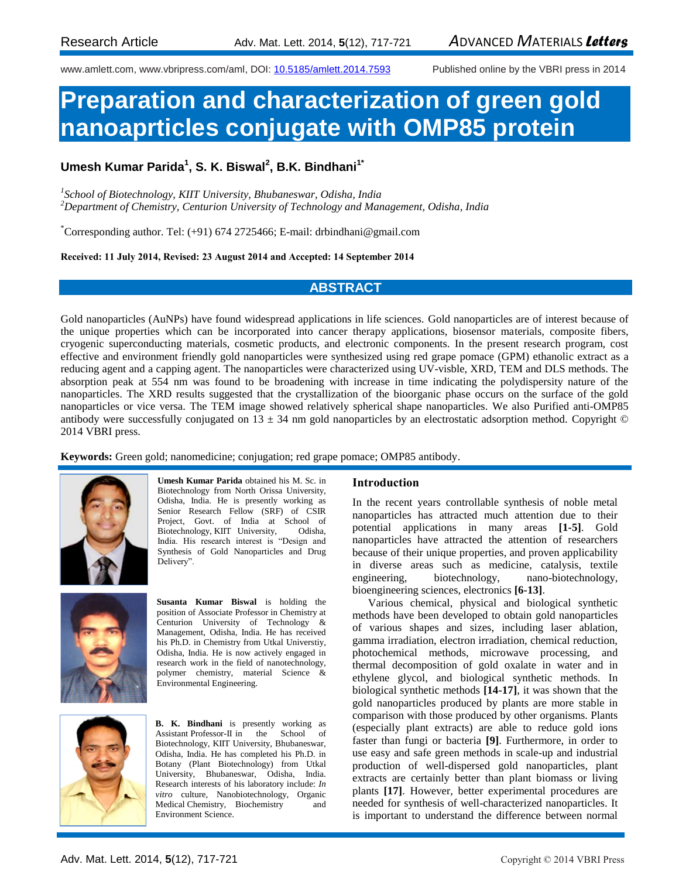Research Article

www.amlett.com, www.vbripress.com/aml, DOI: 10.5185/amlett.2014.7593

Published online by the VBRI press in 2014

# Preparation and characterization of green gold nanoaprticles conjugate with OMP85 protein

**Umesh Kumar Parida[1], S. K. Biswal[2], B.K. Bindhani[1*]**

*[1]School of Biotechnology, KIIT University, Bhubaneswar, Odisha, India*
*[2]Department of Chemistry, Centurion University of Technology and Management, Odisha, India*

[*]Corresponding author. Tel: (+91) 674 2725466; E-mail: drbindhani@gmail.com

**Received: 11 July 2014, Revised: 23 August 2014 and Accepted: 14 September 2014**

## ABSTRACT

Gold nanoparticles (AuNPs) have found widespread applications in life sciences. Gold nanoparticles are of interest because of the unique properties which can be incorporated into cancer therapy applications, biosensor materials, composite fibers, cryogenic superconducting materials, cosmetic products, and electronic components. In the present research program, cost effective and environment friendly gold nanoparticles were synthesized using red grape pomace (GPM) ethanolic extract as a reducing agent and a capping agent. The nanoparticles were characterized using UV-visble, XRD, TEM and DLS methods. The absorption peak at 554 nm was found to be broadening with increase in time indicating the polydispersity nature of the nanoparticles. The XRD results suggested that the crystallization of the bioorganic phase occurs on the surface of the gold nanoparticles or vice versa. The TEM image showed relatively spherical shape nanoparticles. We also Purified anti-OMP85 antibody were successfully conjugated on 13 ± 34 nm gold nanoparticles by an electrostatic adsorption method. Copyright © 2014 VBRI press.

**Keywords:** Green gold; nanomedicine; conjugation; red grape pomace; OMP85 antibody.

**Umesh Kumar Parida** obtained his M. Sc. in Biotechnology from North Orissa University, Odisha, India. He is presently working as Senior Research Fellow (SRF) of CSIR Project, Govt. of India at School of Biotechnology, KIIT University, Odisha, India. His research interest is "Design and Synthesis of Gold Nanoparticles and Drug Delivery".

**Susanta Kumar Biswal** is holding the position of Associate Professor in Chemistry at Centurion University of Technology & Management, Odisha, India. He has received his Ph.D. in Chemistry from Utkal Universtiy, Odisha, India. He is now actively engaged in research work in the field of nanotechnology, polymer chemistry, material Science & Environmental Engineering.

**B. K. Bindhani** is presently working as Assistant Professor-II in the School of Biotechnology, KIIT University, Bhubaneswar, Odisha, India. He has completed his Ph.D. in Botany (Plant Biotechnology) from Utkal University, Bhubaneswar, Odisha, India. Research interests of his laboratory include: *In vitro* culture, Nanobiotechnology, Organic Medical Chemistry, Biochemistry and Environment Science.

## Introduction

In the recent years controllable synthesis of noble metal nanoparticles has attracted much attention due to their potential applications in many areas **[1-5]**. Gold nanoparticles have attracted the attention of researchers because of their unique properties, and proven applicability in diverse areas such as medicine, catalysis, textile engineering, biotechnology, nano-biotechnology, bioengineering sciences, electronics **[6-13]**.

Various chemical, physical and biological synthetic methods have been developed to obtain gold nanoparticles of various shapes and sizes, including laser ablation, gamma irradiation, electron irradiation, chemical reduction, photochemical methods, microwave processing, and thermal decomposition of gold oxalate in water and in ethylene glycol, and biological synthetic methods. In biological synthetic methods **[14-17]**, it was shown that the gold nanoparticles produced by plants are more stable in comparison with those produced by other organisms. Plants (especially plant extracts) are able to reduce gold ions faster than fungi or bacteria **[9]**. Furthermore, in order to use easy and safe green methods in scale-up and industrial production of well-dispersed gold nanoparticles, plant extracts are certainly better than plant biomass or living plants **[17]**. However, better experimental procedures are needed for synthesis of well-characterized nanoparticles. It is important to understand the difference between normal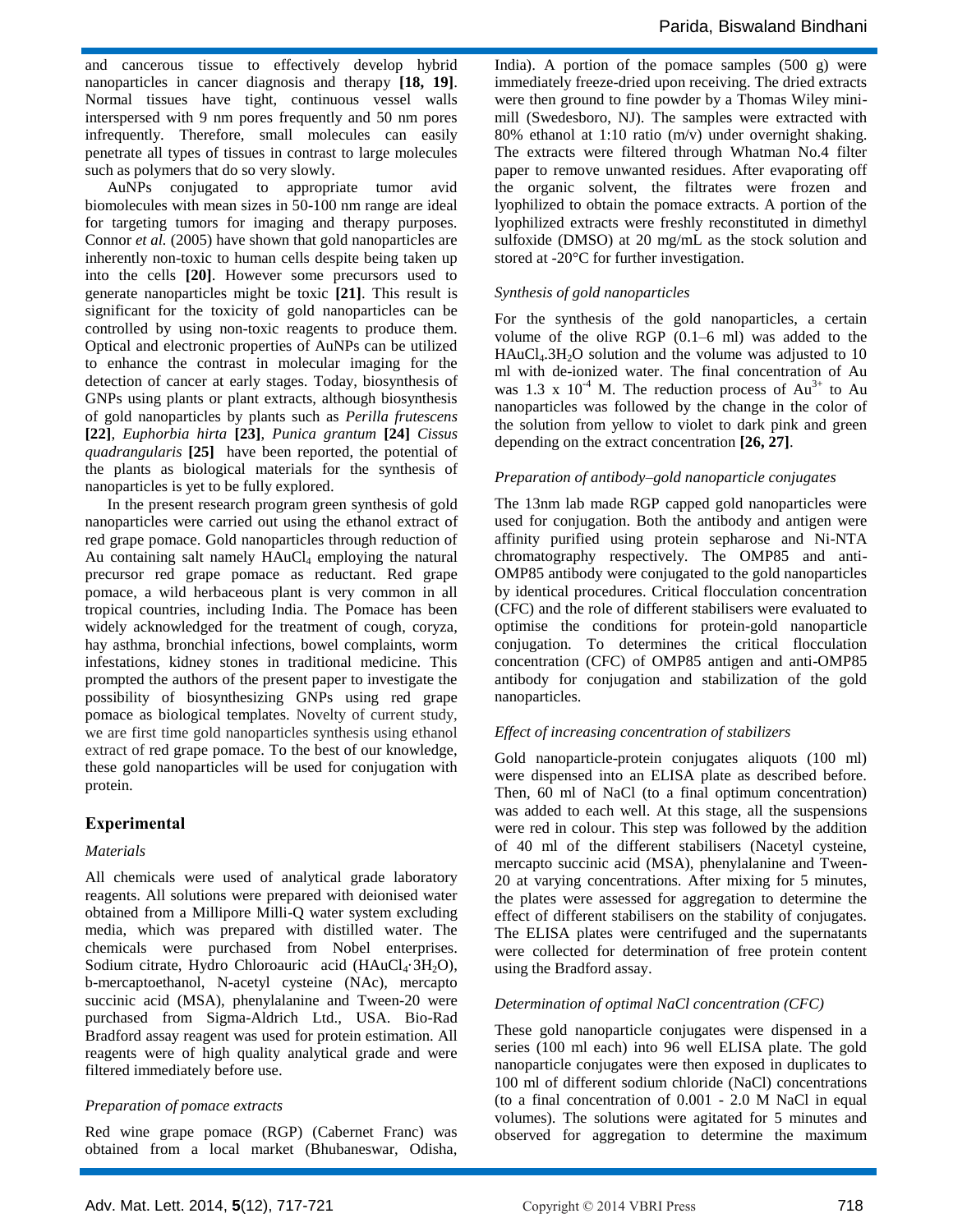and cancerous tissue to effectively develop hybrid nanoparticles in cancer diagnosis and therapy **[18, 19]**. Normal tissues have tight, continuous vessel walls interspersed with 9 nm pores frequently and 50 nm pores infrequently. Therefore, small molecules can easily penetrate all types of tissues in contrast to large molecules such as polymers that do so very slowly.

AuNPs conjugated to appropriate tumor avid biomolecules with mean sizes in 50-100 nm range are ideal for targeting tumors for imaging and therapy purposes. Connor *et al.* (2005) have shown that gold nanoparticles are inherently non-toxic to human cells despite being taken up into the cells **[20]**. However some precursors used to generate nanoparticles might be toxic **[21]**. This result is significant for the toxicity of gold nanoparticles can be controlled by using non-toxic reagents to produce them. Optical and electronic properties of AuNPs can be utilized to enhance the contrast in molecular imaging for the detection of cancer at early stages. Today, biosynthesis of GNPs using plants or plant extracts, although biosynthesis of gold nanoparticles by plants such as *Perilla frutescens* **[22]**, *Euphorbia hirta* **[23]**, *Punica grantum* **[24]** *Cissus quadrangularis* **[25]** have been reported, the potential of the plants as biological materials for the synthesis of nanoparticles is yet to be fully explored.

In the present research program green synthesis of gold nanoparticles were carried out using the ethanol extract of red grape pomace. Gold nanoparticles through reduction of Au containing salt namely $HAuCl_4$ employing the natural precursor red grape pomace as reductant. Red grape pomace, a wild herbaceous plant is very common in all tropical countries, including India. The Pomace has been widely acknowledged for the treatment of cough, coryza, hay asthma, bronchial infections, bowel complaints, worm infestations, kidney stones in traditional medicine. This prompted the authors of the present paper to investigate the possibility of biosynthesizing GNPs using red grape pomace as biological templates. Novelty of current study, we are first time gold nanoparticles synthesis using ethanol extract of red grape pomace. To the best of our knowledge, these gold nanoparticles will be used for conjugation with protein.

## Experimental

### *Materials*

All chemicals were used of analytical grade laboratory reagents. All solutions were prepared with deionised water obtained from a Millipore Milli-Q water system excluding media, which was prepared with distilled water. The chemicals were purchased from Nobel enterprises. Sodium citrate, Hydro Chloroauric acid ($HAuCl_4 \cdot 3H_2O$), b-mercaptoethanol, N-acetyl cysteine (NAc), mercapto succinic acid (MSA), phenylalanine and Tween-20 were purchased from Sigma-Aldrich Ltd., USA. Bio-Rad Bradford assay reagent was used for protein estimation. All reagents were of high quality analytical grade and were filtered immediately before use.

### *Preparation of pomace extracts*

Red wine grape pomace (RGP) (Cabernet Franc) was obtained from a local market (Bhubaneswar, Odisha, India). A portion of the pomace samples (500 g) were immediately freeze-dried upon receiving. The dried extracts were then ground to fine powder by a Thomas Wiley mini-mill (Swedesboro, NJ). The samples were extracted with 80% ethanol at 1:10 ratio (m/v) under overnight shaking. The extracts were filtered through Whatman No.4 filter paper to remove unwanted residues. After evaporating off the organic solvent, the filtrates were frozen and lyophilized to obtain the pomace extracts. A portion of the lyophilized extracts were freshly reconstituted in dimethyl sulfoxide (DMSO) at 20 mg/mL as the stock solution and stored at -20°C for further investigation.

### *Synthesis of gold nanoparticles*

For the synthesis of the gold nanoparticles, a certain volume of the olive RGP (0.1–6 ml) was added to the $HAuCl_4.3H_2O$ solution and the volume was adjusted to 10 ml with de-ionized water. The final concentration of Au was 1.3 x $10^{-4}$ M. The reduction process of $Au^{3+}$ to Au nanoparticles was followed by the change in the color of the solution from yellow to violet to dark pink and green depending on the extract concentration **[26, 27]**.

### *Preparation of antibody–gold nanoparticle conjugates*

The 13nm lab made RGP capped gold nanoparticles were used for conjugation. Both the antibody and antigen were affinity purified using protein sepharose and Ni-NTA chromatography respectively. The OMP85 and anti-OMP85 antibody were conjugated to the gold nanoparticles by identical procedures. Critical flocculation concentration (CFC) and the role of different stabilisers were evaluated to optimise the conditions for protein-gold nanoparticle conjugation. To determines the critical flocculation concentration (CFC) of OMP85 antigen and anti-OMP85 antibody for conjugation and stabilization of the gold nanoparticles.

### *Effect of increasing concentration of stabilizers*

Gold nanoparticle-protein conjugates aliquots (100 ml) were dispensed into an ELISA plate as described before. Then, 60 ml of NaCl (to a final optimum concentration) was added to each well. At this stage, all the suspensions were red in colour. This step was followed by the addition of 40 ml of the different stabilisers (Nacetyl cysteine, mercapto succinic acid (MSA), phenylalanine and Tween-20 at varying concentrations. After mixing for 5 minutes, the plates were assessed for aggregation to determine the effect of different stabilisers on the stability of conjugates. The ELISA plates were centrifuged and the supernatants were collected for determination of free protein content using the Bradford assay.

### *Determination of optimal NaCl concentration (CFC)*

These gold nanoparticle conjugates were dispensed in a series (100 ml each) into 96 well ELISA plate. The gold nanoparticle conjugates were then exposed in duplicates to 100 ml of different sodium chloride (NaCl) concentrations (to a final concentration of 0.001 - 2.0 M NaCl in equal volumes). The solutions were agitated for 5 minutes and observed for aggregation to determine the maximum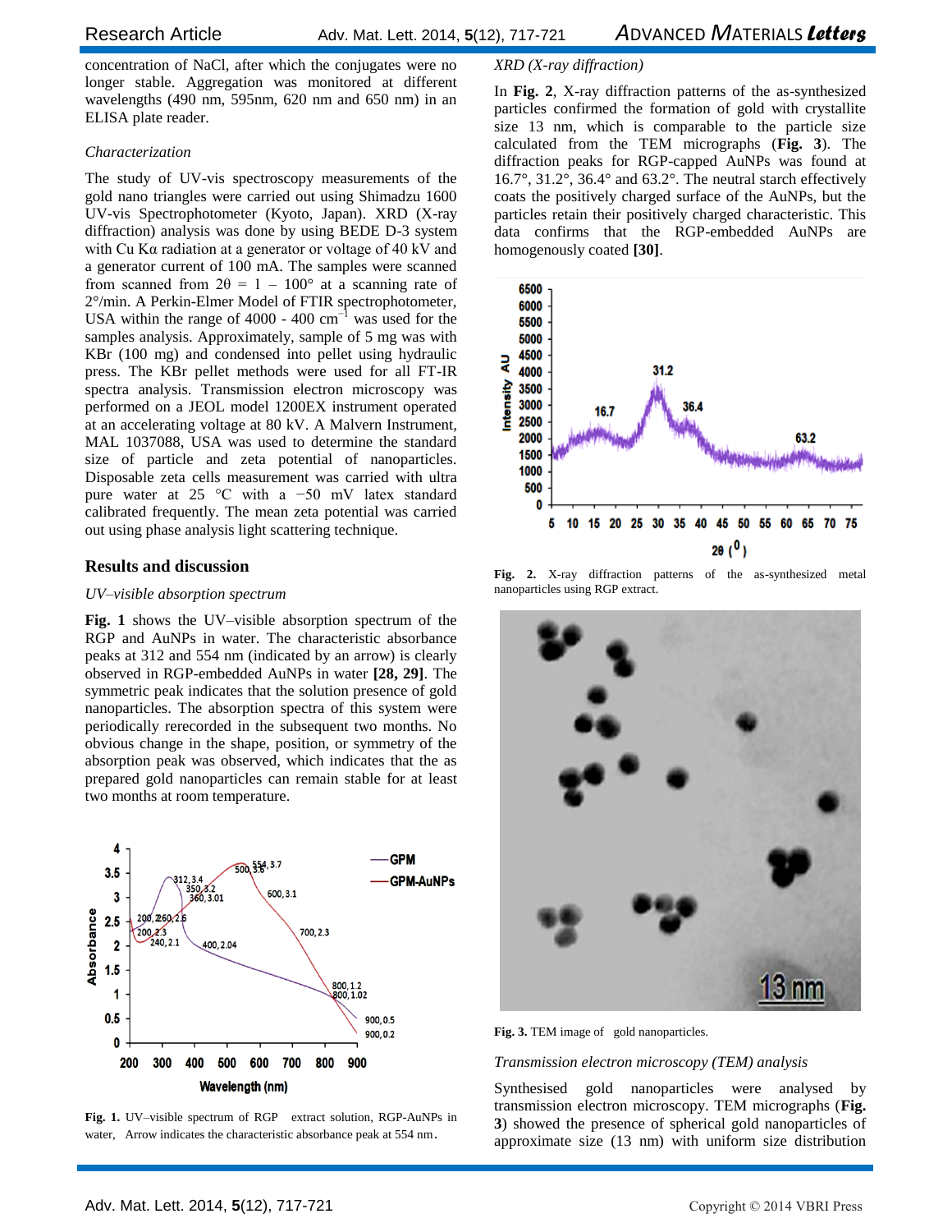concentration of NaCl, after which the conjugates were no longer stable. Aggregation was monitored at different wavelengths (490 nm, 595nm, 620 nm and 650 nm) in an ELISA plate reader.

*Characterization*

The study of UV-vis spectroscopy measurements of the gold nano triangles were carried out using Shimadzu 1600 UV-vis Spectrophotometer (Kyoto, Japan). XRD (X-ray diffraction) analysis was done by using BEDE D-3 system with Cu Kα radiation at a generator or voltage of 40 kV and a generator current of 100 mA. The samples were scanned from scanned from 2θ = 1 – 100° at a scanning rate of 2°/min. A Perkin-Elmer Model of FTIR spectrophotometer, USA within the range of 4000 - 400 $cm^{-1}$ was used for the samples analysis. Approximately, sample of 5 mg was with KBr (100 mg) and condensed into pellet using hydraulic press. The KBr pellet methods were used for all FT-IR spectra analysis. Transmission electron microscopy was performed on a JEOL model 1200EX instrument operated at an accelerating voltage at 80 kV. A Malvern Instrument, MAL 1037088, USA was used to determine the standard size of particle and zeta potential of nanoparticles. Disposable zeta cells measurement was carried with ultra pure water at 25 °C with a −50 mV latex standard calibrated frequently. The mean zeta potential was carried out using phase analysis light scattering technique.

## Results and discussion

*UV–visible absorption spectrum*

**Fig. 1** shows the UV–visible absorption spectrum of the RGP and AuNPs in water. The characteristic absorbance peaks at 312 and 554 nm (indicated by an arrow) is clearly observed in RGP-embedded AuNPs in water **[28, 29]**. The symmetric peak indicates that the solution presence of gold nanoparticles. The absorption spectra of this system were periodically rerecorded in the subsequent two months. No obvious change in the shape, position, or symmetry of the absorption peak was observed, which indicates that the as prepared gold nanoparticles can remain stable for at least two months at room temperature.

**Fig. 1.** UV–visible spectrum of RGP extract solution, RGP-AuNPs in water, Arrow indicates the characteristic absorbance peak at 554 nm.

*XRD (X-ray diffraction)*

In **Fig. 2**, X-ray diffraction patterns of the as-synthesized particles confirmed the formation of gold with crystallite size 13 nm, which is comparable to the particle size calculated from the TEM micrographs (**Fig. 3**). The diffraction peaks for RGP-capped AuNPs was found at 16.7°, 31.2°, 36.4° and 63.2°. The neutral starch effectively coats the positively charged surface of the AuNPs, but the particles retain their positively charged characteristic. This data confirms that the RGP-embedded AuNPs are homogenously coated **[30]**.

**Fig. 2.** X-ray diffraction patterns of the as-synthesized metal nanoparticles using RGP extract.

**Fig. 3.** TEM image of gold nanoparticles.

*Transmission electron microscopy (TEM) analysis*

Synthesised gold nanoparticles were analysed by transmission electron microscopy. TEM micrographs (**Fig. 3**) showed the presence of spherical gold nanoparticles of approximate size (13 nm) with uniform size distribution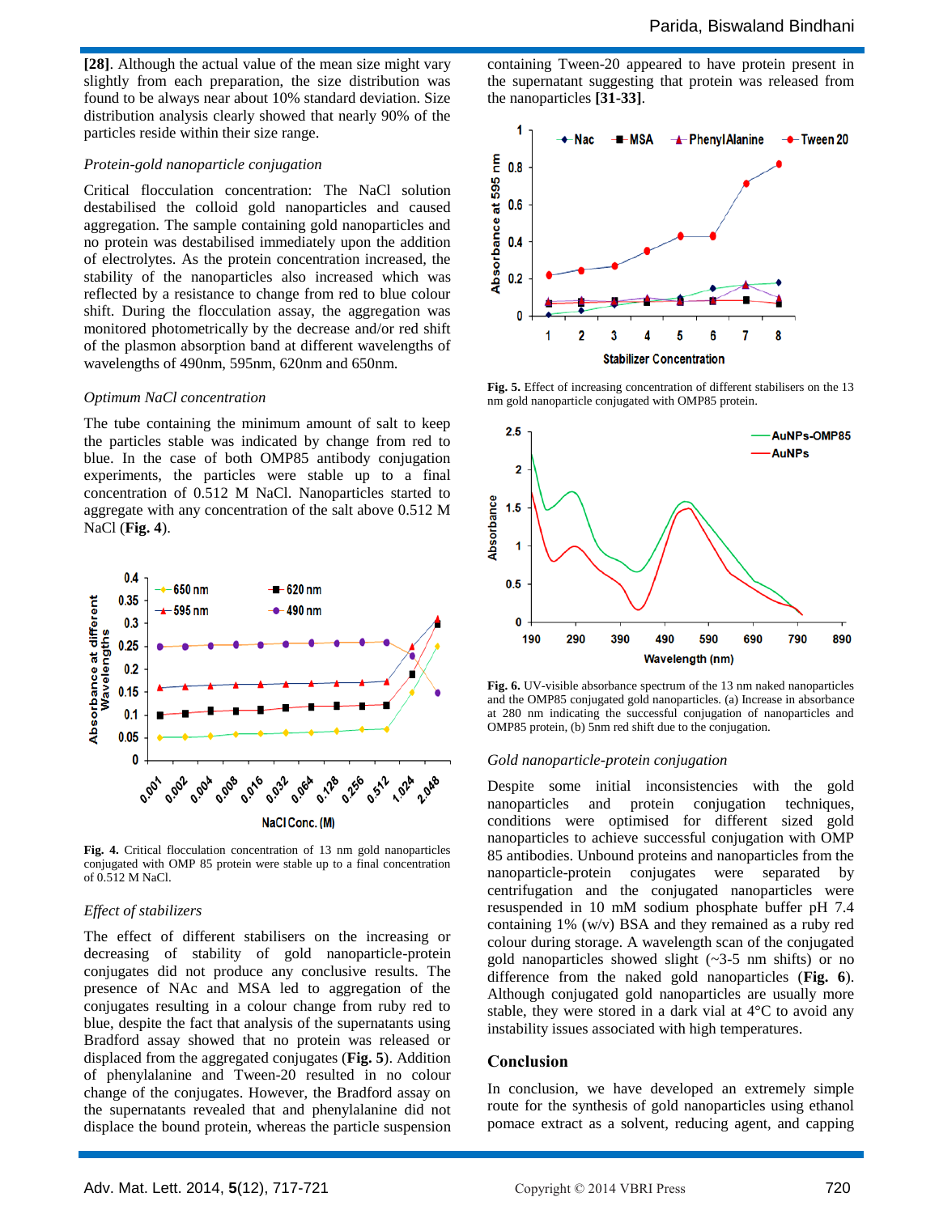**[28]**. Although the actual value of the mean size might vary slightly from each preparation, the size distribution was found to be always near about 10% standard deviation. Size distribution analysis clearly showed that nearly 90% of the particles reside within their size range.

*Protein-gold nanoparticle conjugation*

Critical flocculation concentration: The NaCl solution destabilised the colloid gold nanoparticles and caused aggregation. The sample containing gold nanoparticles and no protein was destabilised immediately upon the addition of electrolytes. As the protein concentration increased, the stability of the nanoparticles also increased which was reflected by a resistance to change from red to blue colour shift. During the flocculation assay, the aggregation was monitored photometrically by the decrease and/or red shift of the plasmon absorption band at different wavelengths of wavelengths of 490nm, 595nm, 620nm and 650nm.

*Optimum NaCl concentration*

The tube containing the minimum amount of salt to keep the particles stable was indicated by change from red to blue. In the case of both OMP85 antibody conjugation experiments, the particles were stable up to a final concentration of 0.512 M NaCl. Nanoparticles started to aggregate with any concentration of the salt above 0.512 M NaCl (**Fig. 4**).

**Fig. 4.** Critical flocculation concentration of 13 nm gold nanoparticles conjugated with OMP 85 protein were stable up to a final concentration of 0.512 M NaCl.

*Effect of stabilizers*

The effect of different stabilisers on the increasing or decreasing of stability of gold nanoparticle-protein conjugates did not produce any conclusive results. The presence of NAc and MSA led to aggregation of the conjugates resulting in a colour change from ruby red to blue, despite the fact that analysis of the supernatants using Bradford assay showed that no protein was released or displaced from the aggregated conjugates (**Fig. 5**). Addition of phenylalanine and Tween-20 resulted in no colour change of the conjugates. However, the Bradford assay on the supernatants revealed that and phenylalanine did not displace the bound protein, whereas the particle suspension containing Tween-20 appeared to have protein present in the supernatant suggesting that protein was released from the nanoparticles **[31-33]**.

**Fig. 5.** Effect of increasing concentration of different stabilisers on the 13 nm gold nanoparticle conjugated with OMP85 protein.

**Fig. 6.** UV-visible absorbance spectrum of the 13 nm naked nanoparticles and the OMP85 conjugated gold nanoparticles. (a) Increase in absorbance at 280 nm indicating the successful conjugation of nanoparticles and OMP85 protein, (b) 5nm red shift due to the conjugation.

*Gold nanoparticle-protein conjugation*

Despite some initial inconsistencies with the gold nanoparticles and protein conjugation techniques, conditions were optimised for different sized gold nanoparticles to achieve successful conjugation with OMP 85 antibodies. Unbound proteins and nanoparticles from the nanoparticle-protein conjugates were separated by centrifugation and the conjugated nanoparticles were resuspended in 10 mM sodium phosphate buffer pH 7.4 containing 1% (w/v) BSA and they remained as a ruby red colour during storage. A wavelength scan of the conjugated gold nanoparticles showed slight (~3-5 nm shifts) or no difference from the naked gold nanoparticles (**Fig. 6**). Although conjugated gold nanoparticles are usually more stable, they were stored in a dark vial at 4°C to avoid any instability issues associated with high temperatures.

## Conclusion

In conclusion, we have developed an extremely simple route for the synthesis of gold nanoparticles using ethanol pomace extract as a solvent, reducing agent, and capping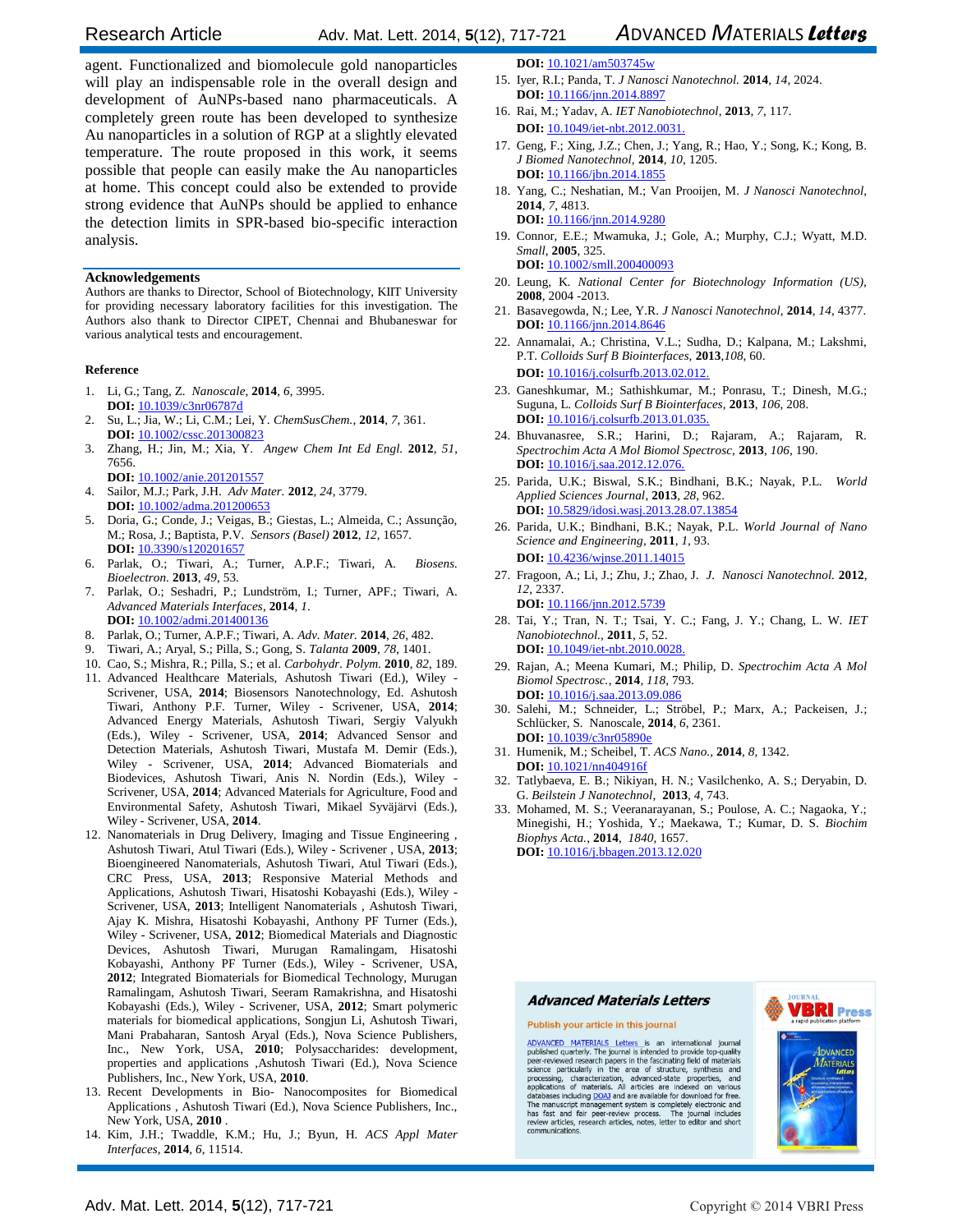agent. Functionalized and biomolecule gold nanoparticles will play an indispensable role in the overall design and development of AuNPs-based nano pharmaceuticals. A completely green route has been developed to synthesize Au nanoparticles in a solution of RGP at a slightly elevated temperature. The route proposed in this work, it seems possible that people can easily make the Au nanoparticles at home. This concept could also be extended to provide strong evidence that AuNPs should be applied to enhance the detection limits in SPR-based bio-specific interaction analysis.

## Acknowledgements

Authors are thanks to Director, School of Biotechnology, KIIT University for providing necessary laboratory facilities for this investigation. The Authors also thank to Director CIPET, Chennai and Bhubaneswar for various analytical tests and encouragement.

## Reference

1. Li, G.; Tang, Z. *Nanoscale*, **2014**, *6*, 3995.
   **DOI:** 10.1039/c3nr06787d
2. Su, L.; Jia, W.; Li, C.M.; Lei, Y. *ChemSusChem.*, **2014**, *7*, 361.
   **DOI:** 10.1002/cssc.201300823
3. Zhang, H.; Jin, M.; Xia, Y. *Angew Chem Int Ed Engl.* **2012**, *51*, 7656.
   **DOI:** 10.1002/anie.201201557
4. Sailor, M.J.; Park, J.H. *Adv Mater.* **2012**, *24*, 3779.
   **DOI:** 10.1002/adma.201200653
5. Doria, G.; Conde, J.; Veigas, B.; Giestas, L.; Almeida, C.; Assunção, M.; Rosa, J.; Baptista, P.V. *Sensors (Basel)* **2012**, *12*, 1657.
   **DOI:** 10.3390/s120201657
6. Parlak, O.; Tiwari, A.; Turner, A.P.F.; Tiwari, A. *Biosens. Bioelectron.* **2013**, *49*, 53.
7. Parlak, O.; Seshadri, P.; Lundström, I.; Turner, APF.; Tiwari, A. *Advanced Materials Interfaces*, **2014**, *1*.
   **DOI:** 10.1002/admi.201400136
8. Parlak, O.; Turner, A.P.F.; Tiwari, A. *Adv. Mater.* **2014**, *26*, 482.
9. Tiwari, A.; Aryal, S.; Pilla, S.; Gong, S. *Talanta* **2009**, *78*, 1401.
10. Cao, S.; Mishra, R.; Pilla, S.; et al. *Carbohydr. Polym.* **2010**, *82*, 189.
11. Advanced Healthcare Materials, Ashutosh Tiwari (Ed.), Wiley - Scrivener, USA, **2014**; Biosensors Nanotechnology, Ed. Ashutosh Tiwari, Anthony P.F. Turner, Wiley - Scrivener, USA, **2014**; Advanced Energy Materials, Ashutosh Tiwari, Sergiy Valyukh (Eds.), Wiley - Scrivener, USA, **2014**; Advanced Sensor and Detection Materials, Ashutosh Tiwari, Mustafa M. Demir (Eds.), Wiley - Scrivener, USA, **2014**; Advanced Biomaterials and Biodevices, Ashutosh Tiwari, Anis N. Nordin (Eds.), Wiley - Scrivener, USA, **2014**; Advanced Materials for Agriculture, Food and Environmental Safety, Ashutosh Tiwari, Mikael Syväjärvi (Eds.), Wiley - Scrivener, USA, **2014**.
12. Nanomaterials in Drug Delivery, Imaging and Tissue Engineering , Ashutosh Tiwari, Atul Tiwari (Eds.), Wiley - Scrivener , USA, **2013**; Bioengineered Nanomaterials, Ashutosh Tiwari, Atul Tiwari (Eds.), CRC Press, USA, **2013**; Responsive Material Methods and Applications, Ashutosh Tiwari, Hisatoshi Kobayashi (Eds.), Wiley - Scrivener, USA, **2013**; Intelligent Nanomaterials , Ashutosh Tiwari, Ajay K. Mishra, Hisatoshi Kobayashi, Anthony PF Turner (Eds.), Wiley - Scrivener, USA, **2012**; Biomedical Materials and Diagnostic Devices, Ashutosh Tiwari, Murugan Ramalingam, Hisatoshi Kobayashi, Anthony PF Turner (Eds.), Wiley - Scrivener, USA, **2012**; Integrated Biomaterials for Biomedical Technology, Murugan Ramalingam, Ashutosh Tiwari, Seeram Ramakrishna, and Hisatoshi Kobayashi (Eds.), Wiley - Scrivener, USA, **2012**; Smart polymeric materials for biomedical applications, Songjun Li, Ashutosh Tiwari, Mani Prabaharan, Santosh Aryal (Eds.), Nova Science Publishers, Inc., New York, USA, **2010**; Polysaccharides: development, properties and applications ,Ashutosh Tiwari (Ed.), Nova Science Publishers, Inc., New York, USA, **2010**.
13. Recent Developments in Bio- Nanocomposites for Biomedical Applications , Ashutosh Tiwari (Ed.), Nova Science Publishers, Inc., New York, USA, **2010** .
14. Kim, J.H.; Twaddle, K.M.; Hu, J.; Byun, H. *ACS Appl Mater Interfaces*, **2014**, *6*, 11514.
   **DOI:** 10.1021/am503745w
15. Iyer, R.I.; Panda, T. *J Nanosci Nanotechnol.* **2014**, *14*, 2024.
   **DOI:** 10.1166/jnn.2014.8897
16. Rai, M.; Yadav, A. *IET Nanobiotechnol*, **2013**, *7*, 117.
   **DOI:** 10.1049/iet-nbt.2012.0031.
17. Geng, F.; Xing, J.Z.; Chen, J.; Yang, R.; Hao, Y.; Song, K.; Kong, B. *J Biomed Nanotechnol*, **2014**, *10*, 1205.
   **DOI:** 10.1166/jbn.2014.1855
18. Yang, C.; Neshatian, M.; Van Prooijen, M. *J Nanosci Nanotechnol*, **2014**, *7*, 4813.
   **DOI:** 10.1166/jnn.2014.9280
19. Connor, E.E.; Mwamuka, J.; Gole, A.; Murphy, C.J.; Wyatt, M.D. *Small*, **2005**, 325.
   **DOI:** 10.1002/smll.200400093
20. Leung, K. *National Center for Biotechnology Information (US)*, **2008**, 2004 -2013.
21. Basavegowda, N.; Lee, Y.R. *J Nanosci Nanotechnol*, **2014**, *14*, 4377.
   **DOI:** 10.1166/jnn.2014.8646
22. Annamalai, A.; Christina, V.L.; Sudha, D.; Kalpana, M.; Lakshmi, P.T. *Colloids Surf B Biointerfaces*, **2013**,*108*, 60.
   **DOI:** 10.1016/j.colsurfb.2013.02.012.
23. Ganeshkumar, M.; Sathishkumar, M.; Ponrasu, T.; Dinesh, M.G.; Suguna, L. *Colloids Surf B Biointerfaces*, **2013**, *106*, 208.
   **DOI:** 10.1016/j.colsurfb.2013.01.035.
24. Bhuvanasree, S.R.; Harini, D.; Rajaram, A.; Rajaram, R. *Spectrochim Acta A Mol Biomol Spectrosc*, **2013**, *106*, 190.
   **DOI:** 10.1016/j.saa.2012.12.076.
25. Parida, U.K.; Biswal, S.K.; Bindhani, B.K.; Nayak, P.L. *World Applied Sciences Journal*, **2013**, *28*, 962.
   **DOI:** 10.5829/idosi.wasj.2013.28.07.13854
26. Parida, U.K.; Bindhani, B.K.; Nayak, P.L. *World Journal of Nano Science and Engineering*, **2011**, *1*, 93.
   **DOI:** 10.4236/wjnse.2011.14015
27. Fragoon, A.; Li, J.; Zhu, J.; Zhao, J. *J. Nanosci Nanotechnol.* **2012**, *12*, 2337.
   **DOI:** 10.1166/jnn.2012.5739
28. Tai, Y.; Tran, N. T.; Tsai, Y. C.; Fang, J. Y.; Chang, L. W. *IET Nanobiotechnol.*, **2011**, *5*, 52.
   **DOI:** 10.1049/iet-nbt.2010.0028.
29. Rajan, A.; Meena Kumari, M.; Philip, D. *Spectrochim Acta A Mol Biomol Spectrosc.*, **2014**, *118*, 793.
   **DOI:** 10.1016/j.saa.2013.09.086
30. Salehi, M.; Schneider, L.; Ströbel, P.; Marx, A.; Packeisen, J.; Schlücker, S. Nanoscale, **2014**, *6*, 2361.
   **DOI:** 10.1039/c3nr05890e
31. Humenik, M.; Scheibel, T. *ACS Nano.*, **2014**, *8*, 1342.
   **DOI:** 10.1021/nn404916f
32. Tatlybaeva, E. B.; Nikiyan, H. N.; Vasilchenko, A. S.; Deryabin, D. G. *Beilstein J Nanotechnol*, **2013**, *4*, 743.
33. Mohamed, M. S.; Veeranarayanan, S.; Poulose, A. C.; Nagaoka, Y.; Minegishi, H.; Yoshida, Y.; Maekawa, T.; Kumar, D. S. *Biochim Biophys Acta.*, **2014**, *1840*, 1657.
   **DOI:** 10.1016/j.bbagen.2013.12.020

**Advanced Materials Letters**

Publish your article in this journal

ADVANCED MATERIALS Letters is an international journal published quarterly. The journal is intended to provide top-quality peer-reviewed research papers in the fascinating field of materials science particularly in the area of structure, synthesis and processing, characterization, advanced-state properties, and applications of materials. All articles are indexed on various databases including DOAJ and are available for download for free. The manuscript management system is completely electronic and has fast and fair peer-review process. The journal includes review articles, research articles, notes, letter to editor and short communications.